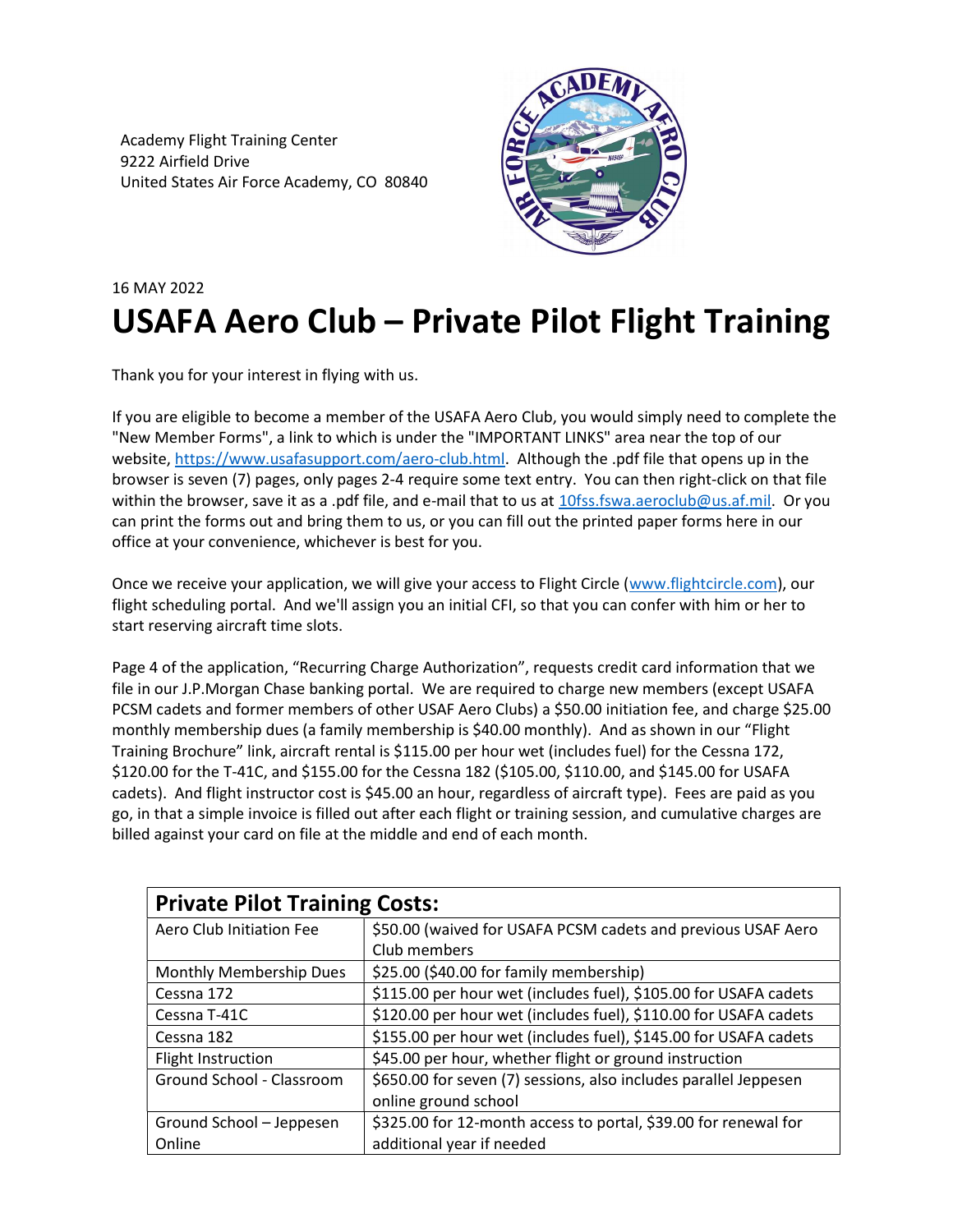Academy Flight Training Center
9222 Airfield Drive
United States Air Force Academy, CO 80840

16 MAY 2022

# USAFA Aero Club – Private Pilot Flight Training

Thank you for your interest in flying with us.

If you are eligible to become a member of the USAFA Aero Club, you would simply need to complete the "New Member Forms", a link to which is under the "IMPORTANT LINKS" area near the top of our website, [https://www.usafasupport.com/aero-club.html](https://www.usafasupport.com/aero-club.html). Although the .pdf file that opens up in the browser is seven (7) pages, only pages 2-4 require some text entry. You can then right-click on that file within the browser, save it as a .pdf file, and e-mail that to us at [10fss.fswa.aeroclub@us.af.mil](mailto:10fss.fswa.aeroclub@us.af.mil). Or you can print the forms out and bring them to us, or you can fill out the printed paper forms here in our office at your convenience, whichever is best for you.

Once we receive your application, we will give your access to Flight Circle ([www.flightcircle.com](http://www.flightcircle.com)), our flight scheduling portal. And we'll assign you an initial CFI, so that you can confer with him or her to start reserving aircraft time slots.

Page 4 of the application, "Recurring Charge Authorization", requests credit card information that we file in our J.P.Morgan Chase banking portal. We are required to charge new members (except USAFA PCSM cadets and former members of other USAF Aero Clubs) a $50.00 initiation fee, and charge $25.00 monthly membership dues (a family membership is $40.00 monthly). And as shown in our "Flight Training Brochure" link, aircraft rental is $115.00 per hour wet (includes fuel) for the Cessna 172, $120.00 for the T-41C, and $155.00 for the Cessna 182 ($105.00, $110.00, and $145.00 for USAFA cadets). And flight instructor cost is $45.00 an hour, regardless of aircraft type). Fees are paid as you go, in that a simple invoice is filled out after each flight or training session, and cumulative charges are billed against your card on file at the middle and end of each month.

| **Private Pilot Training Costs:** | |
|---|---|
| Aero Club Initiation Fee | $50.00 (waived for USAFA PCSM cadets and previous USAF Aero Club members |
| Monthly Membership Dues | $25.00 ($40.00 for family membership) |
| Cessna 172 | $115.00 per hour wet (includes fuel), $105.00 for USAFA cadets |
| Cessna T-41C | $120.00 per hour wet (includes fuel), $110.00 for USAFA cadets |
| Cessna 182 | $155.00 per hour wet (includes fuel), $145.00 for USAFA cadets |
| Flight Instruction | $45.00 per hour, whether flight or ground instruction |
| Ground School - Classroom | $650.00 for seven (7) sessions, also includes parallel Jeppesen online ground school |
| Ground School – Jeppesen Online | $325.00 for 12-month access to portal, $39.00 for renewal for additional year if needed |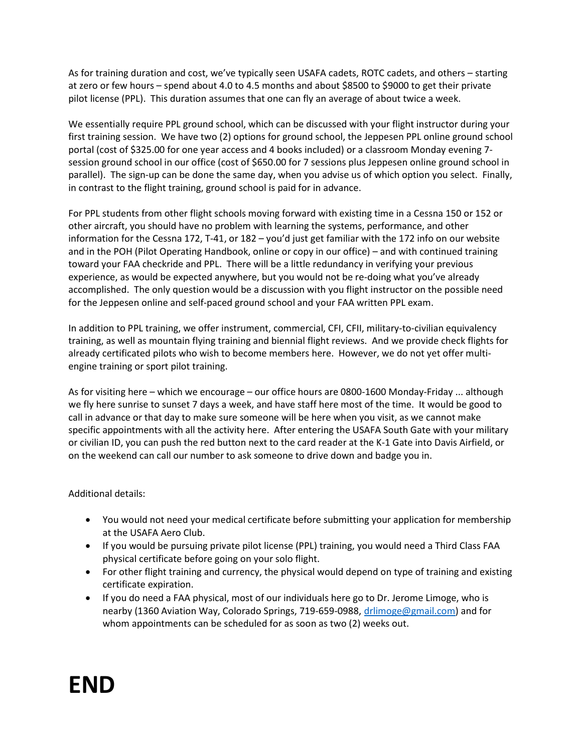As for training duration and cost, we've typically seen USAFA cadets, ROTC cadets, and others – starting at zero or few hours – spend about 4.0 to 4.5 months and about $8500 to $9000 to get their private pilot license (PPL). This duration assumes that one can fly an average of about twice a week.

We essentially require PPL ground school, which can be discussed with your flight instructor during your first training session. We have two (2) options for ground school, the Jeppesen PPL online ground school portal (cost of $325.00 for one year access and 4 books included) or a classroom Monday evening 7-session ground school in our office (cost of $650.00 for 7 sessions plus Jeppesen online ground school in parallel). The sign-up can be done the same day, when you advise us of which option you select. Finally, in contrast to the flight training, ground school is paid for in advance.

For PPL students from other flight schools moving forward with existing time in a Cessna 150 or 152 or other aircraft, you should have no problem with learning the systems, performance, and other information for the Cessna 172, T-41, or 182 – you'd just get familiar with the 172 info on our website and in the POH (Pilot Operating Handbook, online or copy in our office) – and with continued training toward your FAA checkride and PPL. There will be a little redundancy in verifying your previous experience, as would be expected anywhere, but you would not be re-doing what you've already accomplished. The only question would be a discussion with you flight instructor on the possible need for the Jeppesen online and self-paced ground school and your FAA written PPL exam.

In addition to PPL training, we offer instrument, commercial, CFI, CFII, military-to-civilian equivalency training, as well as mountain flying training and biennial flight reviews. And we provide check flights for already certificated pilots who wish to become members here. However, we do not yet offer multi-engine training or sport pilot training.

As for visiting here – which we encourage – our office hours are 0800-1600 Monday-Friday ... although we fly here sunrise to sunset 7 days a week, and have staff here most of the time. It would be good to call in advance or that day to make sure someone will be here when you visit, as we cannot make specific appointments with all the activity here. After entering the USAFA South Gate with your military or civilian ID, you can push the red button next to the card reader at the K-1 Gate into Davis Airfield, or on the weekend can call our number to ask someone to drive down and badge you in.

Additional details:

- You would not need your medical certificate before submitting your application for membership at the USAFA Aero Club.
- If you would be pursuing private pilot license (PPL) training, you would need a Third Class FAA physical certificate before going on your solo flight.
- For other flight training and currency, the physical would depend on type of training and existing certificate expiration.
- If you do need a FAA physical, most of our individuals here go to Dr. Jerome Limoge, who is nearby (1360 Aviation Way, Colorado Springs, 719-659-0988, drlimoge@gmail.com) and for whom appointments can be scheduled for as soon as two (2) weeks out.

# END